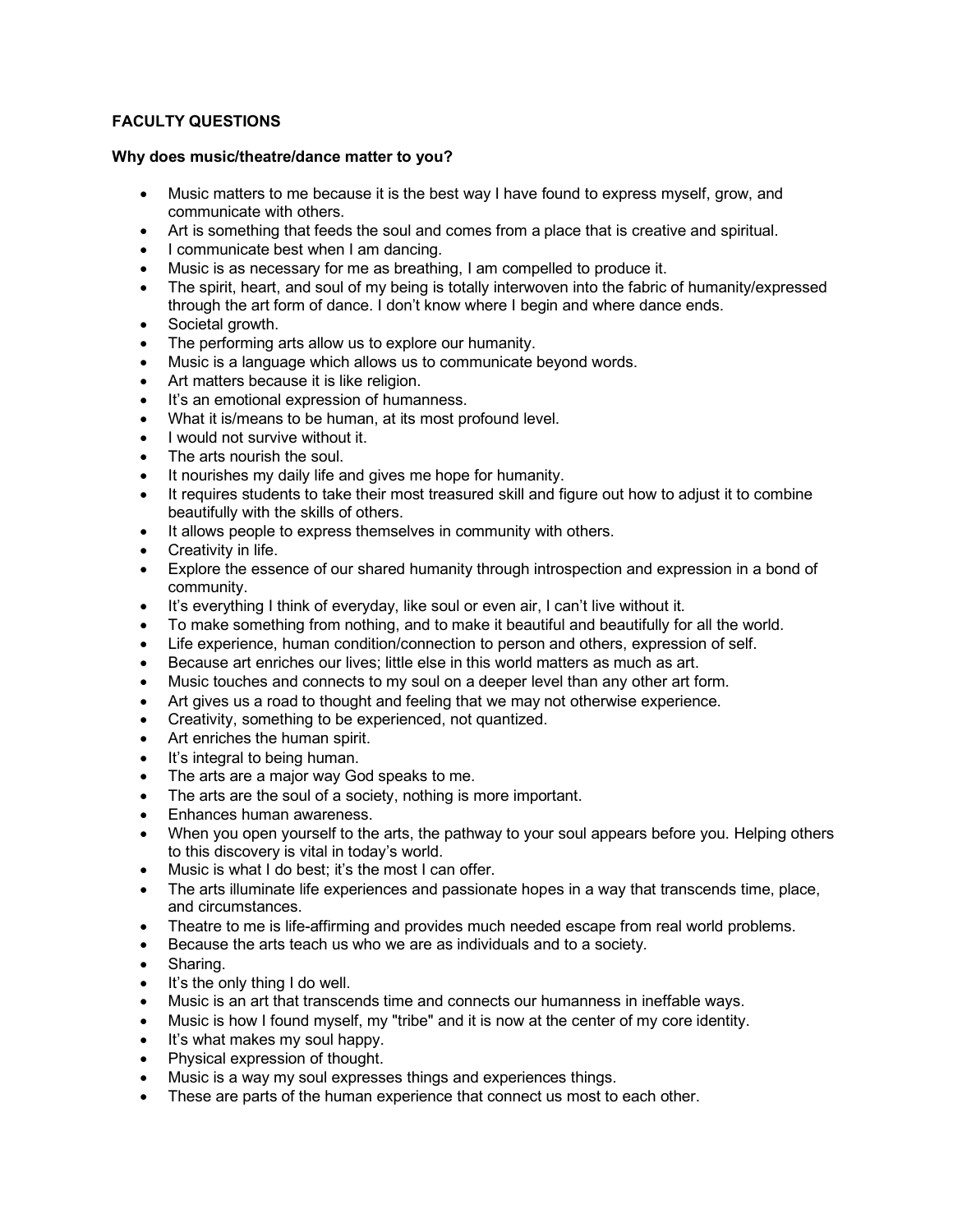**FACULTY QUESTIONS**

**Why does music/theatre/dance matter to you?**

- Music matters to me because it is the best way I have found to express myself, grow, and communicate with others.
- Art is something that feeds the soul and comes from a place that is creative and spiritual.
- I communicate best when I am dancing.
- Music is as necessary for me as breathing, I am compelled to produce it.
- The spirit, heart, and soul of my being is totally interwoven into the fabric of humanity/expressed through the art form of dance. I don't know where I begin and where dance ends.
- Societal growth.
- The performing arts allow us to explore our humanity.
- Music is a language which allows us to communicate beyond words.
- Art matters because it is like religion.
- It's an emotional expression of humanness.
- What it is/means to be human, at its most profound level.
- I would not survive without it.
- The arts nourish the soul.
- It nourishes my daily life and gives me hope for humanity.
- It requires students to take their most treasured skill and figure out how to adjust it to combine beautifully with the skills of others.
- It allows people to express themselves in community with others.
- Creativity in life.
- Explore the essence of our shared humanity through introspection and expression in a bond of community.
- It's everything I think of everyday, like soul or even air, I can't live without it.
- To make something from nothing, and to make it beautiful and beautifully for all the world.
- Life experience, human condition/connection to person and others, expression of self.
- Because art enriches our lives; little else in this world matters as much as art.
- Music touches and connects to my soul on a deeper level than any other art form.
- Art gives us a road to thought and feeling that we may not otherwise experience.
- Creativity, something to be experienced, not quantized.
- Art enriches the human spirit.
- It's integral to being human.
- The arts are a major way God speaks to me.
- The arts are the soul of a society, nothing is more important.
- Enhances human awareness.
- When you open yourself to the arts, the pathway to your soul appears before you. Helping others to this discovery is vital in today's world.
- Music is what I do best; it's the most I can offer.
- The arts illuminate life experiences and passionate hopes in a way that transcends time, place, and circumstances.
- Theatre to me is life-affirming and provides much needed escape from real world problems.
- Because the arts teach us who we are as individuals and to a society.
- Sharing.
- It's the only thing I do well.
- Music is an art that transcends time and connects our humanness in ineffable ways.
- Music is how I found myself, my "tribe" and it is now at the center of my core identity.
- It's what makes my soul happy.
- Physical expression of thought.
- Music is a way my soul expresses things and experiences things.
- These are parts of the human experience that connect us most to each other.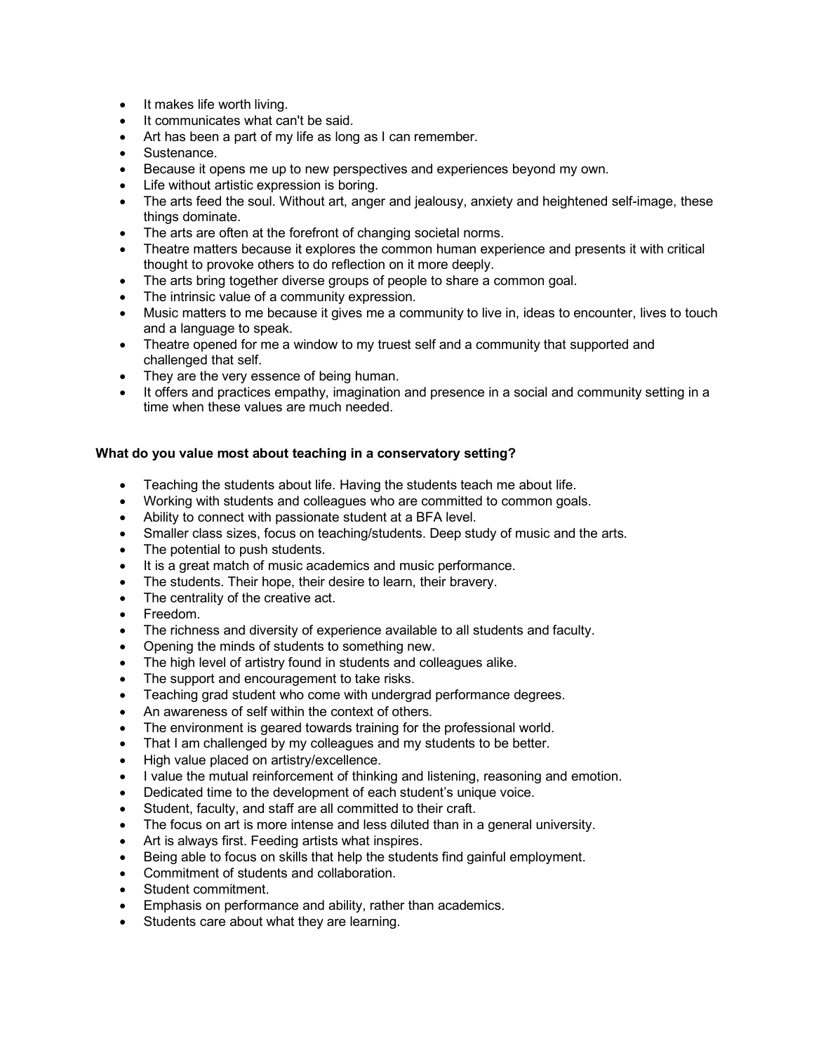- It makes life worth living.
- It communicates what can't be said.
- Art has been a part of my life as long as I can remember.
- Sustenance.
- Because it opens me up to new perspectives and experiences beyond my own.
- Life without artistic expression is boring.
- The arts feed the soul. Without art, anger and jealousy, anxiety and heightened self-image, these things dominate.
- The arts are often at the forefront of changing societal norms.
- Theatre matters because it explores the common human experience and presents it with critical thought to provoke others to do reflection on it more deeply.
- The arts bring together diverse groups of people to share a common goal.
- The intrinsic value of a community expression.
- Music matters to me because it gives me a community to live in, ideas to encounter, lives to touch and a language to speak.
- Theatre opened for me a window to my truest self and a community that supported and challenged that self.
- They are the very essence of being human.
- It offers and practices empathy, imagination and presence in a social and community setting in a time when these values are much needed.

**What do you value most about teaching in a conservatory setting?**

- Teaching the students about life. Having the students teach me about life.
- Working with students and colleagues who are committed to common goals.
- Ability to connect with passionate student at a BFA level.
- Smaller class sizes, focus on teaching/students. Deep study of music and the arts.
- The potential to push students.
- It is a great match of music academics and music performance.
- The students. Their hope, their desire to learn, their bravery.
- The centrality of the creative act.
- Freedom.
- The richness and diversity of experience available to all students and faculty.
- Opening the minds of students to something new.
- The high level of artistry found in students and colleagues alike.
- The support and encouragement to take risks.
- Teaching grad student who come with undergrad performance degrees.
- An awareness of self within the context of others.
- The environment is geared towards training for the professional world.
- That I am challenged by my colleagues and my students to be better.
- High value placed on artistry/excellence.
- I value the mutual reinforcement of thinking and listening, reasoning and emotion.
- Dedicated time to the development of each student's unique voice.
- Student, faculty, and staff are all committed to their craft.
- The focus on art is more intense and less diluted than in a general university.
- Art is always first. Feeding artists what inspires.
- Being able to focus on skills that help the students find gainful employment.
- Commitment of students and collaboration.
- Student commitment.
- Emphasis on performance and ability, rather than academics.
- Students care about what they are learning.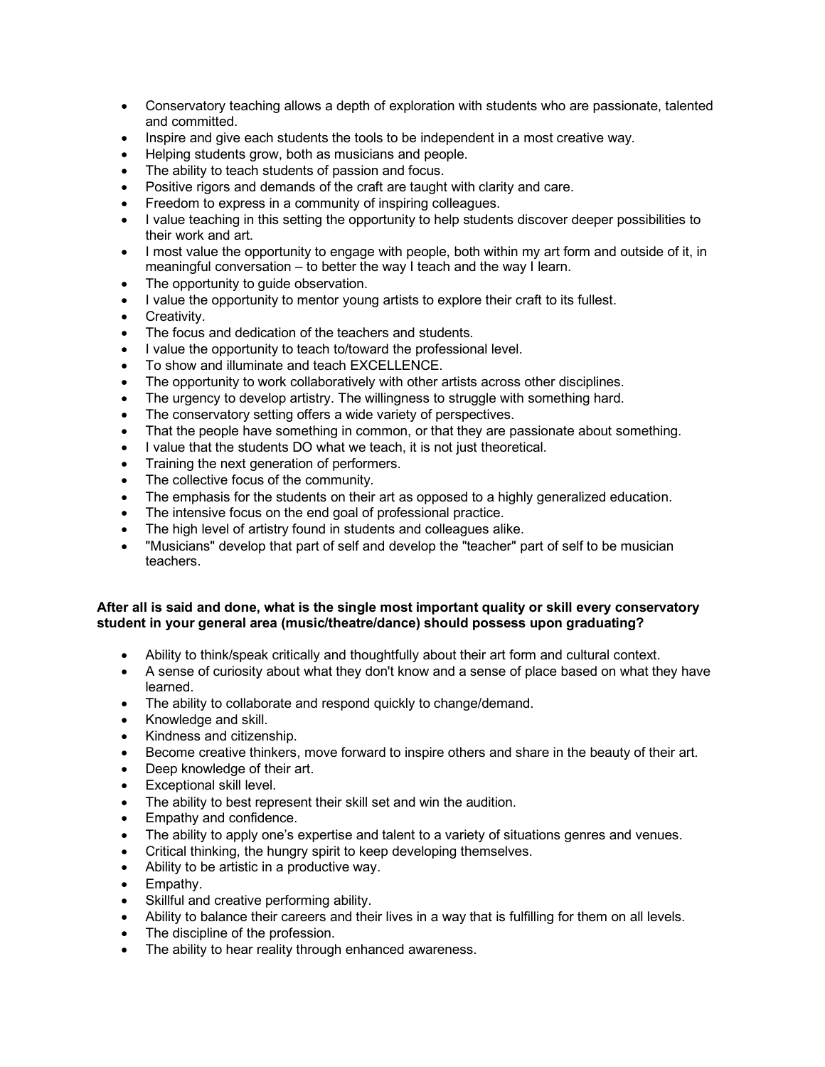- Conservatory teaching allows a depth of exploration with students who are passionate, talented and committed.
- Inspire and give each students the tools to be independent in a most creative way.
- Helping students grow, both as musicians and people.
- The ability to teach students of passion and focus.
- Positive rigors and demands of the craft are taught with clarity and care.
- Freedom to express in a community of inspiring colleagues.
- I value teaching in this setting the opportunity to help students discover deeper possibilities to their work and art.
- I most value the opportunity to engage with people, both within my art form and outside of it, in meaningful conversation – to better the way I teach and the way I learn.
- The opportunity to guide observation.
- I value the opportunity to mentor young artists to explore their craft to its fullest.
- Creativity.
- The focus and dedication of the teachers and students.
- I value the opportunity to teach to/toward the professional level.
- To show and illuminate and teach EXCELLENCE.
- The opportunity to work collaboratively with other artists across other disciplines.
- The urgency to develop artistry. The willingness to struggle with something hard.
- The conservatory setting offers a wide variety of perspectives.
- That the people have something in common, or that they are passionate about something.
- I value that the students DO what we teach, it is not just theoretical.
- Training the next generation of performers.
- The collective focus of the community.
- The emphasis for the students on their art as opposed to a highly generalized education.
- The intensive focus on the end goal of professional practice.
- The high level of artistry found in students and colleagues alike.
- "Musicians" develop that part of self and develop the "teacher" part of self to be musician teachers.

**After all is said and done, what is the single most important quality or skill every conservatory student in your general area (music/theatre/dance) should possess upon graduating?**

- Ability to think/speak critically and thoughtfully about their art form and cultural context.
- A sense of curiosity about what they don't know and a sense of place based on what they have learned.
- The ability to collaborate and respond quickly to change/demand.
- Knowledge and skill.
- Kindness and citizenship.
- Become creative thinkers, move forward to inspire others and share in the beauty of their art.
- Deep knowledge of their art.
- Exceptional skill level.
- The ability to best represent their skill set and win the audition.
- Empathy and confidence.
- The ability to apply one's expertise and talent to a variety of situations genres and venues.
- Critical thinking, the hungry spirit to keep developing themselves.
- Ability to be artistic in a productive way.
- Empathy.
- Skillful and creative performing ability.
- Ability to balance their careers and their lives in a way that is fulfilling for them on all levels.
- The discipline of the profession.
- The ability to hear reality through enhanced awareness.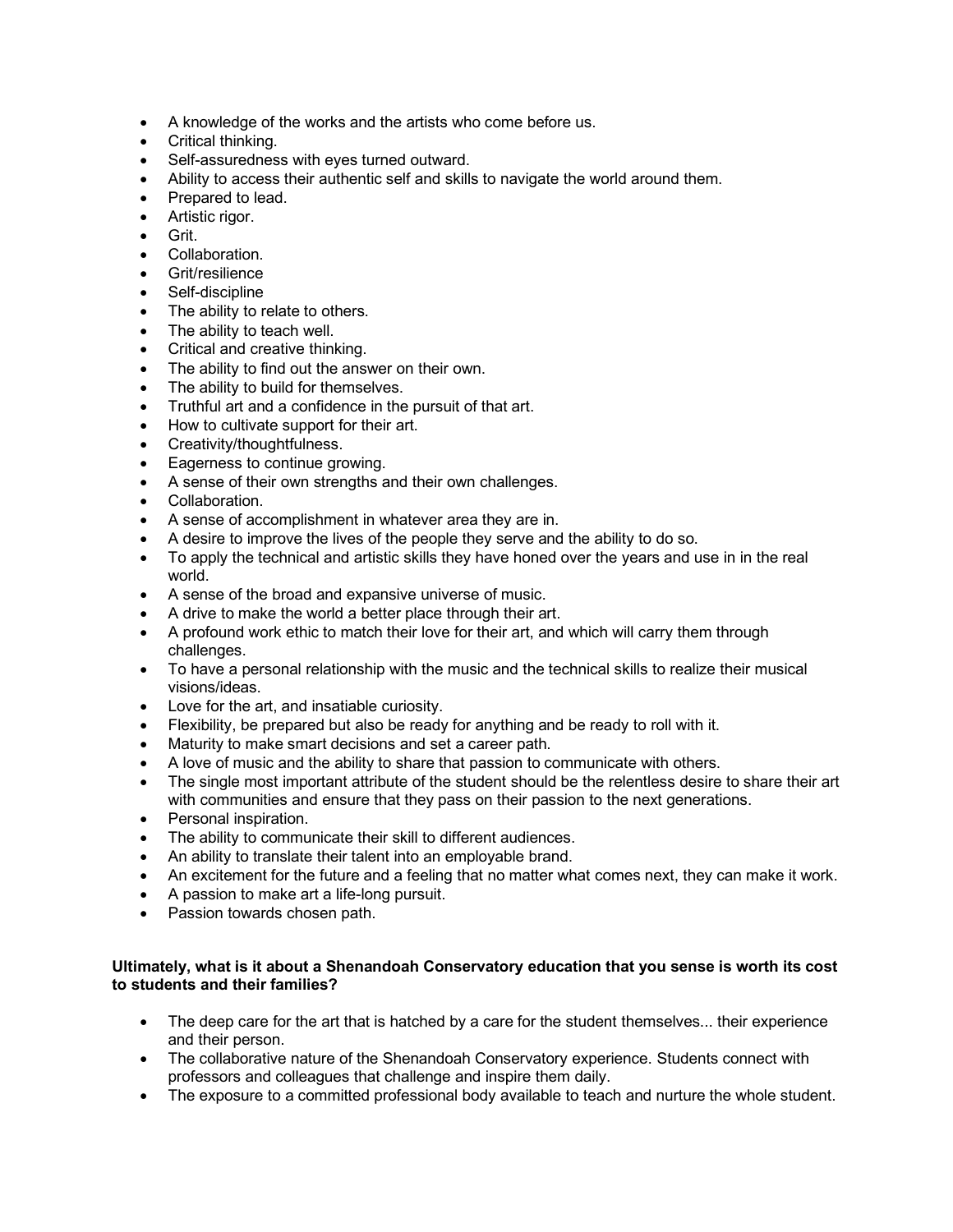- A knowledge of the works and the artists who come before us.
- Critical thinking.
- Self-assuredness with eyes turned outward.
- Ability to access their authentic self and skills to navigate the world around them.
- Prepared to lead.
- Artistic rigor.
- Grit.
- Collaboration.
- Grit/resilience
- Self-discipline
- The ability to relate to others.
- The ability to teach well.
- Critical and creative thinking.
- The ability to find out the answer on their own.
- The ability to build for themselves.
- Truthful art and a confidence in the pursuit of that art.
- How to cultivate support for their art.
- Creativity/thoughtfulness.
- Eagerness to continue growing.
- A sense of their own strengths and their own challenges.
- Collaboration.
- A sense of accomplishment in whatever area they are in.
- A desire to improve the lives of the people they serve and the ability to do so.
- To apply the technical and artistic skills they have honed over the years and use in in the real world.
- A sense of the broad and expansive universe of music.
- A drive to make the world a better place through their art.
- A profound work ethic to match their love for their art, and which will carry them through challenges.
- To have a personal relationship with the music and the technical skills to realize their musical visions/ideas.
- Love for the art, and insatiable curiosity.
- Flexibility, be prepared but also be ready for anything and be ready to roll with it.
- Maturity to make smart decisions and set a career path.
- A love of music and the ability to share that passion to communicate with others.
- The single most important attribute of the student should be the relentless desire to share their art with communities and ensure that they pass on their passion to the next generations.
- Personal inspiration.
- The ability to communicate their skill to different audiences.
- An ability to translate their talent into an employable brand.
- An excitement for the future and a feeling that no matter what comes next, they can make it work.
- A passion to make art a life-long pursuit.
- Passion towards chosen path.

**Ultimately, what is it about a Shenandoah Conservatory education that you sense is worth its cost to students and their families?**

- The deep care for the art that is hatched by a care for the student themselves... their experience and their person.
- The collaborative nature of the Shenandoah Conservatory experience. Students connect with professors and colleagues that challenge and inspire them daily.
- The exposure to a committed professional body available to teach and nurture the whole student.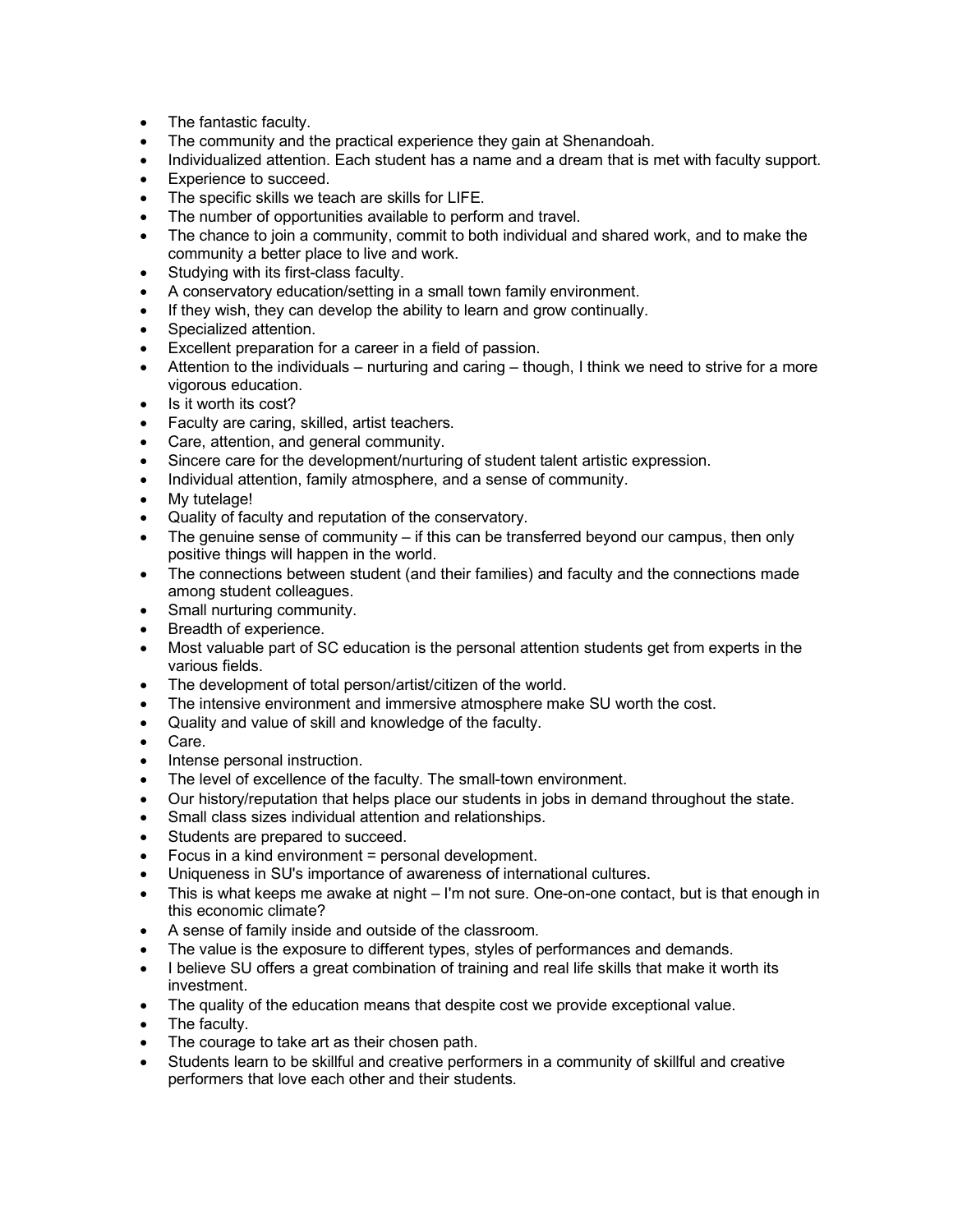- The fantastic faculty.
- The community and the practical experience they gain at Shenandoah.
- Individualized attention. Each student has a name and a dream that is met with faculty support.
- Experience to succeed.
- The specific skills we teach are skills for LIFE.
- The number of opportunities available to perform and travel.
- The chance to join a community, commit to both individual and shared work, and to make the community a better place to live and work.
- Studying with its first-class faculty.
- A conservatory education/setting in a small town family environment.
- If they wish, they can develop the ability to learn and grow continually.
- Specialized attention.
- Excellent preparation for a career in a field of passion.
- Attention to the individuals – nurturing and caring – though, I think we need to strive for a more vigorous education.
- Is it worth its cost?
- Faculty are caring, skilled, artist teachers.
- Care, attention, and general community.
- Sincere care for the development/nurturing of student talent artistic expression.
- Individual attention, family atmosphere, and a sense of community.
- My tutelage!
- Quality of faculty and reputation of the conservatory.
- The genuine sense of community – if this can be transferred beyond our campus, then only positive things will happen in the world.
- The connections between student (and their families) and faculty and the connections made among student colleagues.
- Small nurturing community.
- Breadth of experience.
- Most valuable part of SC education is the personal attention students get from experts in the various fields.
- The development of total person/artist/citizen of the world.
- The intensive environment and immersive atmosphere make SU worth the cost.
- Quality and value of skill and knowledge of the faculty.
- Care.
- Intense personal instruction.
- The level of excellence of the faculty. The small-town environment.
- Our history/reputation that helps place our students in jobs in demand throughout the state.
- Small class sizes individual attention and relationships.
- Students are prepared to succeed.
- Focus in a kind environment = personal development.
- Uniqueness in SU's importance of awareness of international cultures.
- This is what keeps me awake at night – I'm not sure. One-on-one contact, but is that enough in this economic climate?
- A sense of family inside and outside of the classroom.
- The value is the exposure to different types, styles of performances and demands.
- I believe SU offers a great combination of training and real life skills that make it worth its investment.
- The quality of the education means that despite cost we provide exceptional value.
- The faculty.
- The courage to take art as their chosen path.
- Students learn to be skillful and creative performers in a community of skillful and creative performers that love each other and their students.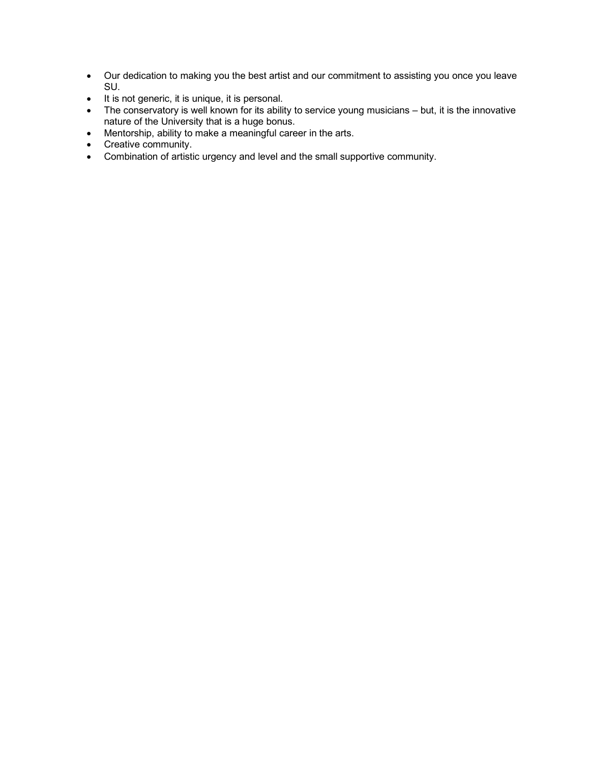- Our dedication to making you the best artist and our commitment to assisting you once you leave SU.
- It is not generic, it is unique, it is personal.
- The conservatory is well known for its ability to service young musicians – but, it is the innovative nature of the University that is a huge bonus.
- Mentorship, ability to make a meaningful career in the arts.
- Creative community.
- Combination of artistic urgency and level and the small supportive community.